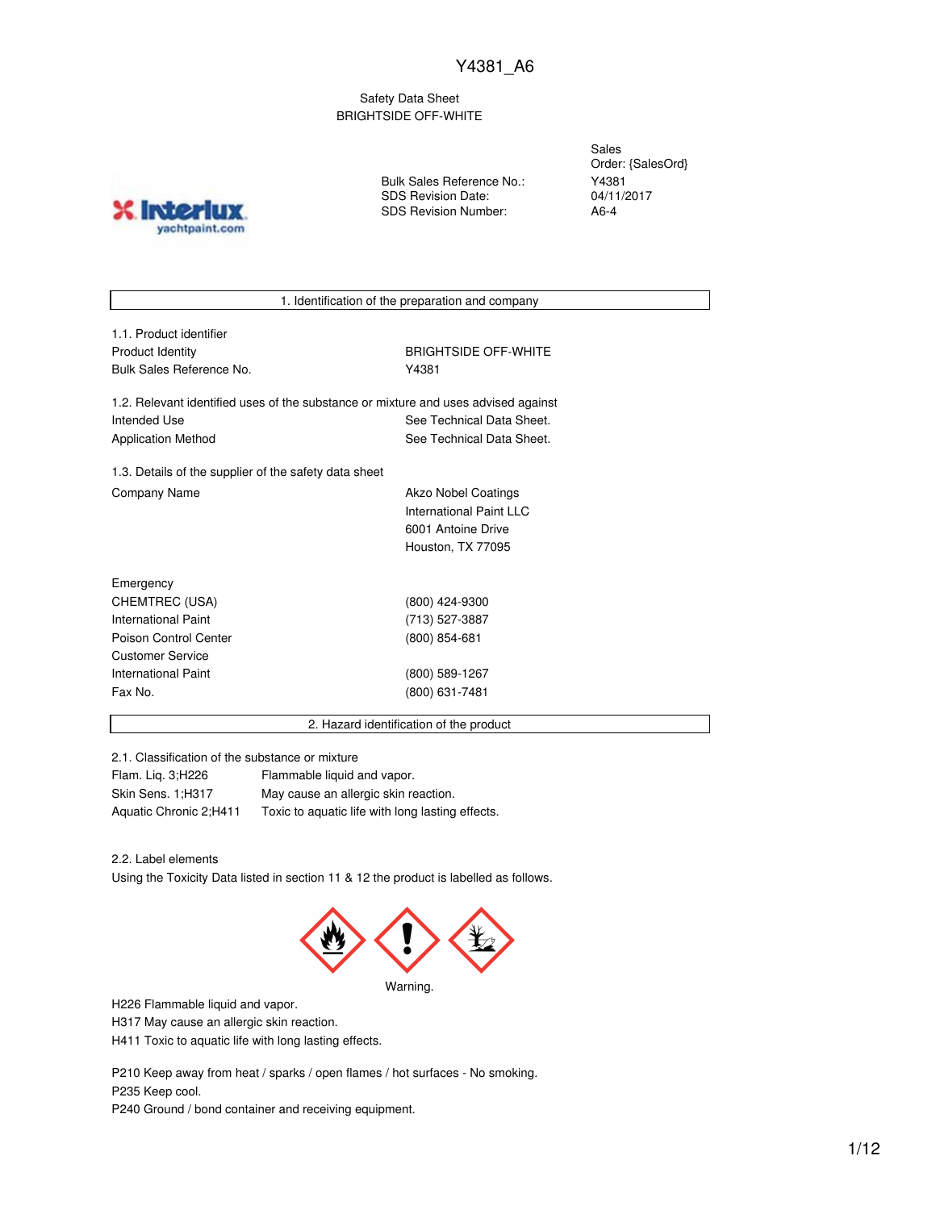Y4381_A6

Safety Data Sheet
BRIGHTSIDE OFF-WHITE

| | |
|---|---|
| Sales Order: | {SalesOrd} |
| Bulk Sales Reference No.: | Y4381 |
| SDS Revision Date: | 04/11/2017 |
| SDS Revision Number: | A6-4 |

## 1. Identification of the preparation and company

### 1.1. Product identifier

| | |
|---|---|
| Product Identity | BRIGHTSIDE OFF-WHITE |
| Bulk Sales Reference No. | Y4381 |

### 1.2. Relevant identified uses of the substance or mixture and uses advised against

| | |
|---|---|
| Intended Use | See Technical Data Sheet. |
| Application Method | See Technical Data Sheet. |

### 1.3. Details of the supplier of the safety data sheet

| | |
|---|---|
| Company Name | Akzo Nobel Coatings<br>International Paint LLC<br>6001 Antoine Drive<br>Houston, TX 77095 |

| | |
|---|---|
| Emergency | |
| CHEMTREC (USA) | (800) 424-9300 |
| International Paint | (713) 527-3887 |
| Poison Control Center | (800) 854-681 |
| Customer Service | |
| International Paint | (800) 589-1267 |
| Fax No. | (800) 631-7481 |

## 2. Hazard identification of the product

### 2.1. Classification of the substance or mixture

| | |
|---|---|
| Flam. Liq. 3;H226 | Flammable liquid and vapor. |
| Skin Sens. 1;H317 | May cause an allergic skin reaction. |
| Aquatic Chronic 2;H411 | Toxic to aquatic life with long lasting effects. |

### 2.2. Label elements

Using the Toxicity Data listed in section 11 & 12 the product is labelled as follows.

Warning.

H226 Flammable liquid and vapor.
H317 May cause an allergic skin reaction.
H411 Toxic to aquatic life with long lasting effects.

P210 Keep away from heat / sparks / open flames / hot surfaces - No smoking.
P235 Keep cool.
P240 Ground / bond container and receiving equipment.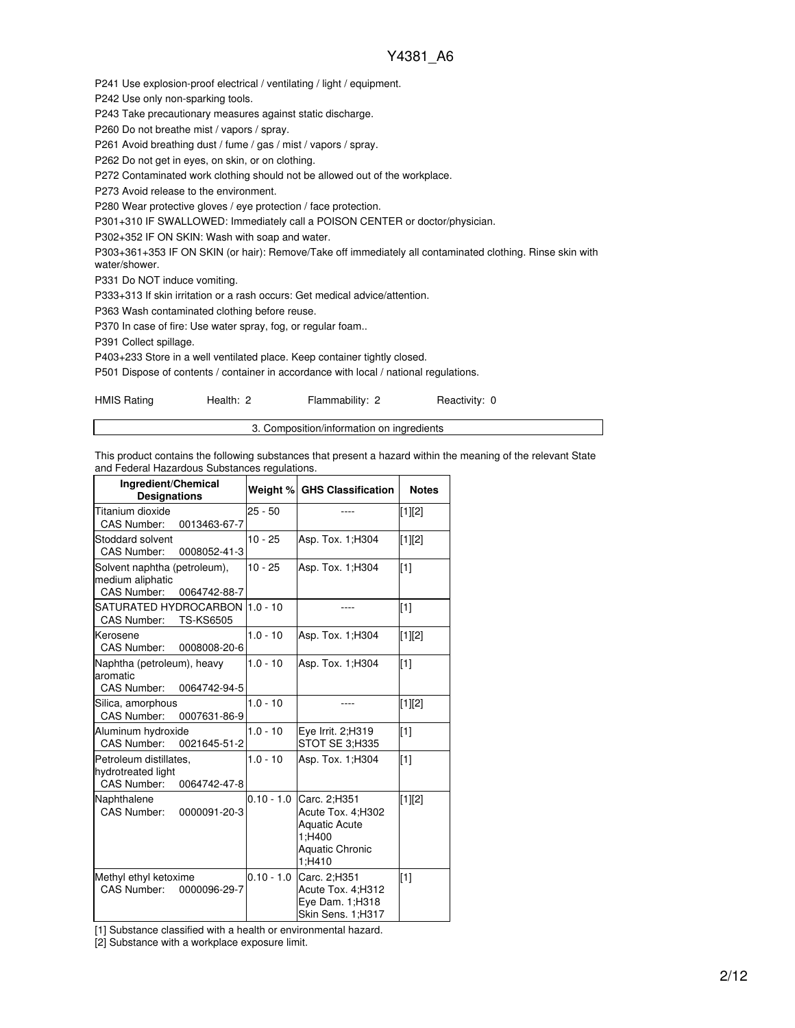P241 Use explosion-proof electrical / ventilating / light / equipment.

P242 Use only non-sparking tools.

P243 Take precautionary measures against static discharge.

P260 Do not breathe mist / vapors / spray.

P261 Avoid breathing dust / fume / gas / mist / vapors / spray.

P262 Do not get in eyes, on skin, or on clothing.

P272 Contaminated work clothing should not be allowed out of the workplace.

P273 Avoid release to the environment.

P280 Wear protective gloves / eye protection / face protection.

P301+310 IF SWALLOWED: Immediately call a POISON CENTER or doctor/physician.

P302+352 IF ON SKIN: Wash with soap and water.

P303+361+353 IF ON SKIN (or hair): Remove/Take off immediately all contaminated clothing. Rinse skin with water/shower.

P331 Do NOT induce vomiting.

P333+313 If skin irritation or a rash occurs: Get medical advice/attention.

P363 Wash contaminated clothing before reuse.

P370 In case of fire: Use water spray, fog, or regular foam..

P391 Collect spillage.

P403+233 Store in a well ventilated place. Keep container tightly closed.

P501 Dispose of contents / container in accordance with local / national regulations.

HMIS Rating Health: 2 Flammability: 2 Reactivity: 0

## 3. Composition/information on ingredients

This product contains the following substances that present a hazard within the meaning of the relevant State and Federal Hazardous Substances regulations.

| Ingredient/Chemical Designations | Weight % | GHS Classification | Notes |
|---|---|---|---|
| Titanium dioxide<br>CAS Number: 0013463-67-7 | 25 - 50 | ---- | [1][2] |
| Stoddard solvent<br>CAS Number: 0008052-41-3 | 10 - 25 | Asp. Tox. 1;H304 | [1][2] |
| Solvent naphtha (petroleum), medium aliphatic<br>CAS Number: 0064742-88-7 | 10 - 25 | Asp. Tox. 1;H304 | [1] |
| SATURATED HYDROCARBON<br>CAS Number: TS-KS6505 | 1.0 - 10 | ---- | [1] |
| Kerosene<br>CAS Number: 0008008-20-6 | 1.0 - 10 | Asp. Tox. 1;H304 | [1][2] |
| Naphtha (petroleum), heavy aromatic<br>CAS Number: 0064742-94-5 | 1.0 - 10 | Asp. Tox. 1;H304 | [1] |
| Silica, amorphous<br>CAS Number: 0007631-86-9 | 1.0 - 10 | ---- | [1][2] |
| Aluminum hydroxide<br>CAS Number: 0021645-51-2 | 1.0 - 10 | Eye Irrit. 2;H319<br>STOT SE 3;H335 | [1] |
| Petroleum distillates, hydrotreated light<br>CAS Number: 0064742-47-8 | 1.0 - 10 | Asp. Tox. 1;H304 | [1] |
| Naphthalene<br>CAS Number: 0000091-20-3 | 0.10 - 1.0 | Carc. 2;H351<br>Acute Tox. 4;H302<br>Aquatic Acute 1;H400<br>Aquatic Chronic 1;H410 | [1][2] |
| Methyl ethyl ketoxime<br>CAS Number: 0000096-29-7 | 0.10 - 1.0 | Carc. 2;H351<br>Acute Tox. 4;H312<br>Eye Dam. 1;H318<br>Skin Sens. 1;H317 | [1] |

[1] Substance classified with a health or environmental hazard.

[2] Substance with a workplace exposure limit.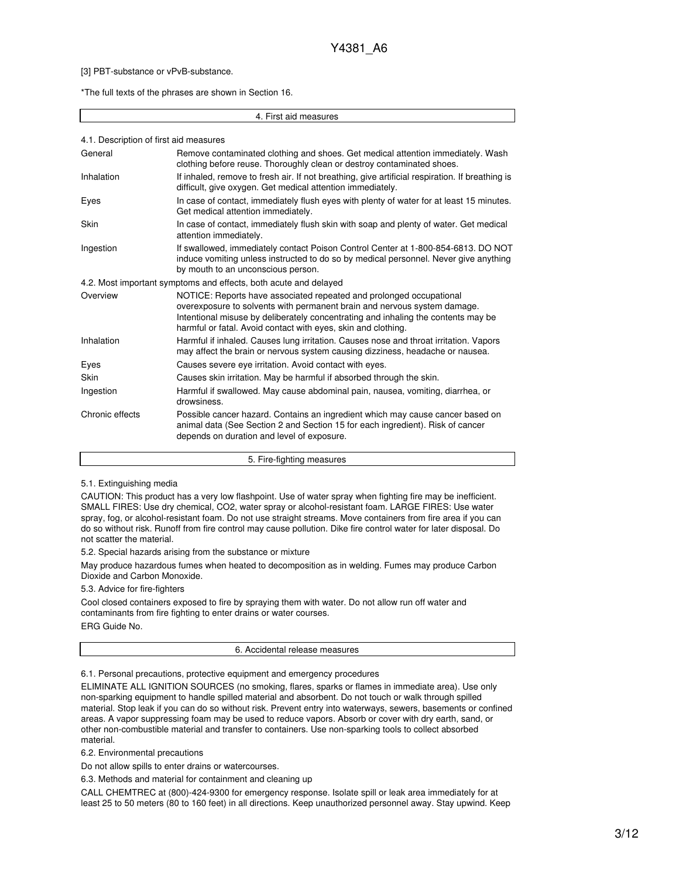[3] PBT-substance or vPvB-substance.

*The full texts of the phrases are shown in Section 16.

## 4. First aid measures

### 4.1. Description of first aid measures

| | |
|---|---|
| General | Remove contaminated clothing and shoes. Get medical attention immediately. Wash clothing before reuse. Thoroughly clean or destroy contaminated shoes. |
| Inhalation | If inhaled, remove to fresh air. If not breathing, give artificial respiration. If breathing is difficult, give oxygen. Get medical attention immediately. |
| Eyes | In case of contact, immediately flush eyes with plenty of water for at least 15 minutes. Get medical attention immediately. |
| Skin | In case of contact, immediately flush skin with soap and plenty of water. Get medical attention immediately. |
| Ingestion | If swallowed, immediately contact Poison Control Center at 1-800-854-6813. DO NOT induce vomiting unless instructed to do so by medical personnel. Never give anything by mouth to an unconscious person. |

### 4.2. Most important symptoms and effects, both acute and delayed

| | |
|---|---|
| Overview | NOTICE: Reports have associated repeated and prolonged occupational overexposure to solvents with permanent brain and nervous system damage. Intentional misuse by deliberately concentrating and inhaling the contents may be harmful or fatal. Avoid contact with eyes, skin and clothing. |
| Inhalation | Harmful if inhaled. Causes lung irritation. Causes nose and throat irritation. Vapors may affect the brain or nervous system causing dizziness, headache or nausea. |
| Eyes | Causes severe eye irritation. Avoid contact with eyes. |
| Skin | Causes skin irritation. May be harmful if absorbed through the skin. |
| Ingestion | Harmful if swallowed. May cause abdominal pain, nausea, vomiting, diarrhea, or drowsiness. |
| Chronic effects | Possible cancer hazard. Contains an ingredient which may cause cancer based on animal data (See Section 2 and Section 15 for each ingredient). Risk of cancer depends on duration and level of exposure. |

## 5. Fire-fighting measures

### 5.1. Extinguishing media

CAUTION: This product has a very low flashpoint. Use of water spray when fighting fire may be inefficient. SMALL FIRES: Use dry chemical, CO2, water spray or alcohol-resistant foam. LARGE FIRES: Use water spray, fog, or alcohol-resistant foam. Do not use straight streams. Move containers from fire area if you can do so without risk. Runoff from fire control may cause pollution. Dike fire control water for later disposal. Do not scatter the material.

### 5.2. Special hazards arising from the substance or mixture

May produce hazardous fumes when heated to decomposition as in welding. Fumes may produce Carbon Dioxide and Carbon Monoxide.

### 5.3. Advice for fire-fighters

Cool closed containers exposed to fire by spraying them with water. Do not allow run off water and contaminants from fire fighting to enter drains or water courses.

ERG Guide No.

## 6. Accidental release measures

### 6.1. Personal precautions, protective equipment and emergency procedures

ELIMINATE ALL IGNITION SOURCES (no smoking, flares, sparks or flames in immediate area). Use only non-sparking equipment to handle spilled material and absorbent. Do not touch or walk through spilled material. Stop leak if you can do so without risk. Prevent entry into waterways, sewers, basements or confined areas. A vapor suppressing foam may be used to reduce vapors. Absorb or cover with dry earth, sand, or other non-combustible material and transfer to containers. Use non-sparking tools to collect absorbed material.

### 6.2. Environmental precautions

Do not allow spills to enter drains or watercourses.

### 6.3. Methods and material for containment and cleaning up

CALL CHEMTREC at (800)-424-9300 for emergency response. Isolate spill or leak area immediately for at least 25 to 50 meters (80 to 160 feet) in all directions. Keep unauthorized personnel away. Stay upwind. Keep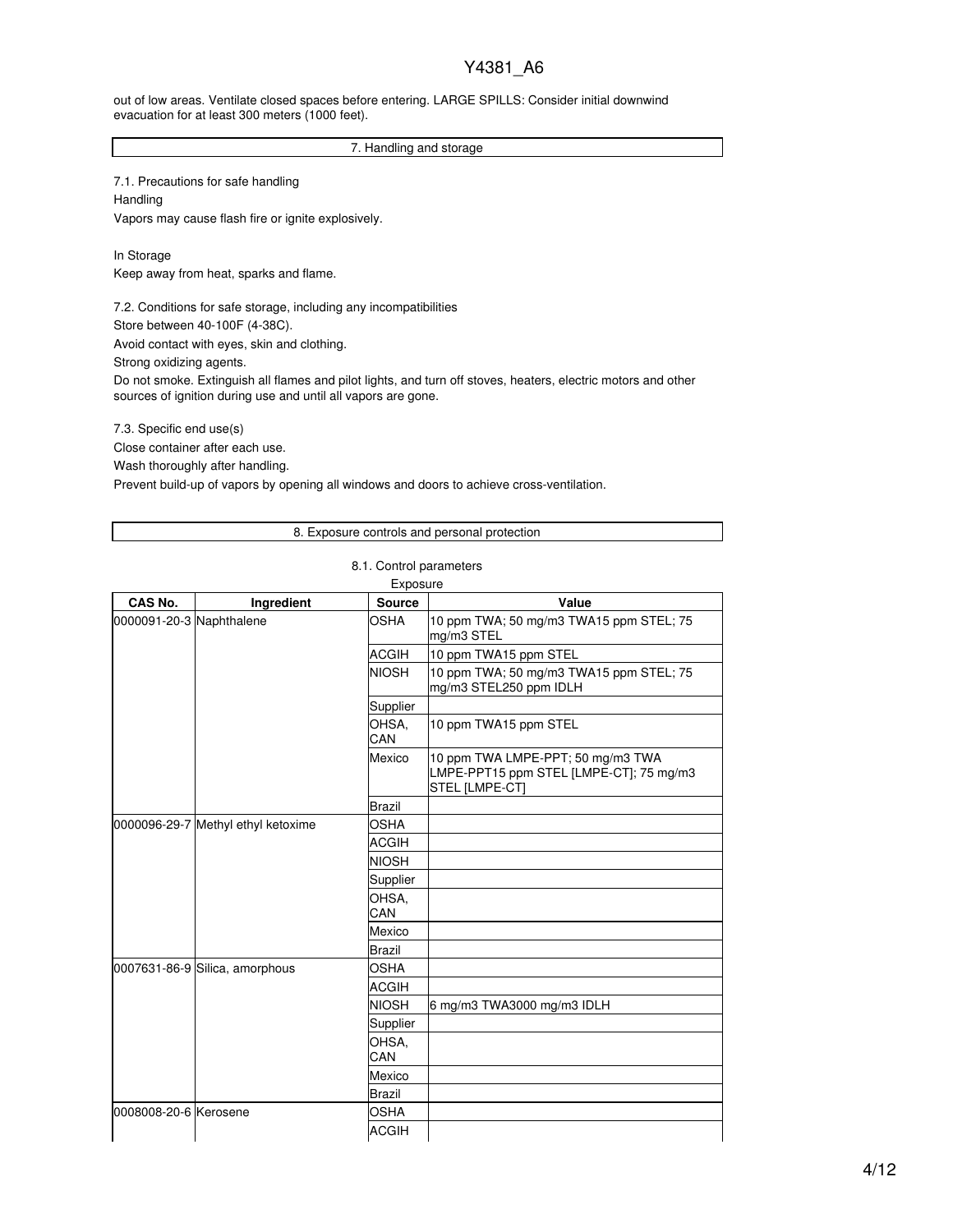out of low areas. Ventilate closed spaces before entering. LARGE SPILLS: Consider initial downwind evacuation for at least 300 meters (1000 feet).

## 7. Handling and storage

7.1. Precautions for safe handling

Handling

Vapors may cause flash fire or ignite explosively.

In Storage

Keep away from heat, sparks and flame.

7.2. Conditions for safe storage, including any incompatibilities

Store between 40-100F (4-38C).

Avoid contact with eyes, skin and clothing.

Strong oxidizing agents.

Do not smoke. Extinguish all flames and pilot lights, and turn off stoves, heaters, electric motors and other sources of ignition during use and until all vapors are gone.

7.3. Specific end use(s)

Close container after each use.

Wash thoroughly after handling.

Prevent build-up of vapors by opening all windows and doors to achieve cross-ventilation.

## 8. Exposure controls and personal protection

8.1. Control parameters

Exposure

| CAS No. | Ingredient | Source | Value |
|---|---|---|---|
| 0000091-20-3 | Naphthalene | OSHA | 10 ppm TWA; 50 mg/m3 TWA15 ppm STEL; 75 mg/m3 STEL |
| | | ACGIH | 10 ppm TWA15 ppm STEL |
| | | NIOSH | 10 ppm TWA; 50 mg/m3 TWA15 ppm STEL; 75 mg/m3 STEL250 ppm IDLH |
| | | Supplier | |
| | | OHSA, CAN | 10 ppm TWA15 ppm STEL |
| | | Mexico | 10 ppm TWA LMPE-PPT; 50 mg/m3 TWA LMPE-PPT15 ppm STEL [LMPE-CT]; 75 mg/m3 STEL [LMPE-CT] |
| | | Brazil | |
| 0000096-29-7 | Methyl ethyl ketoxime | OSHA | |
| | | ACGIH | |
| | | NIOSH | |
| | | Supplier | |
| | | OHSA, CAN | |
| | | Mexico | |
| | | Brazil | |
| 0007631-86-9 | Silica, amorphous | OSHA | |
| | | ACGIH | |
| | | NIOSH | 6 mg/m3 TWA3000 mg/m3 IDLH |
| | | Supplier | |
| | | OHSA, CAN | |
| | | Mexico | |
| | | Brazil | |
| 0008008-20-6 | Kerosene | OSHA | |
| | | ACGIH | |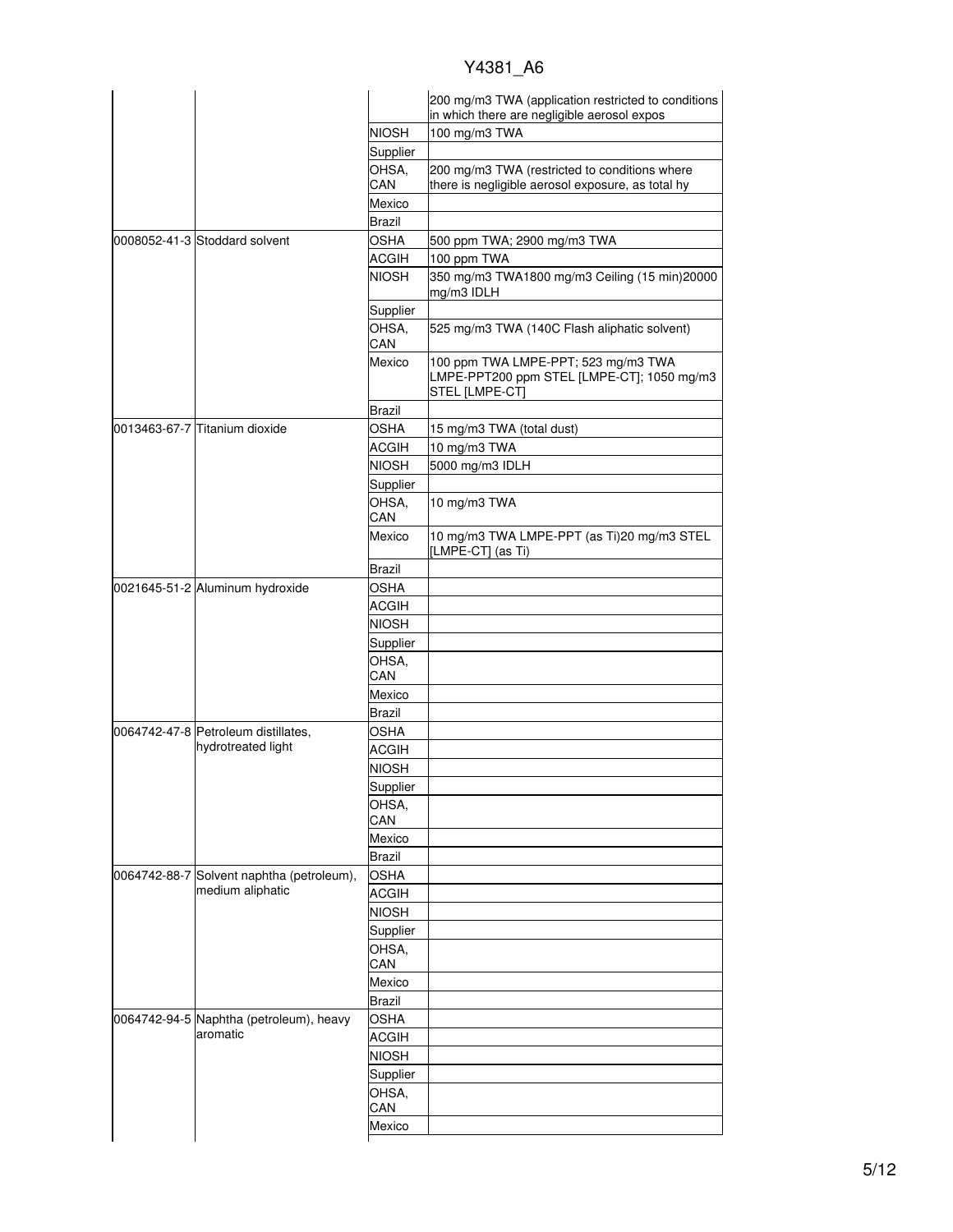| | | | |
|---|---|---|---|
| | | | 200 mg/m3 TWA (application restricted to conditions in which there are negligible aerosol expos |
| | | NIOSH | 100 mg/m3 TWA |
| | | Supplier | |
| | | OHSA, CAN | 200 mg/m3 TWA (restricted to conditions where there is negligible aerosol exposure, as total hy |
| | | Mexico | |
| | | Brazil | |
| 0008052-41-3 | Stoddard solvent | OSHA | 500 ppm TWA; 2900 mg/m3 TWA |
| | | ACGIH | 100 ppm TWA |
| | | NIOSH | 350 mg/m3 TWA1800 mg/m3 Ceiling (15 min)20000 mg/m3 IDLH |
| | | Supplier | |
| | | OHSA, CAN | 525 mg/m3 TWA (140C Flash aliphatic solvent) |
| | | Mexico | 100 ppm TWA LMPE-PPT; 523 mg/m3 TWA LMPE-PPT200 ppm STEL [LMPE-CT]; 1050 mg/m3 STEL [LMPE-CT] |
| | | Brazil | |
| 0013463-67-7 | Titanium dioxide | OSHA | 15 mg/m3 TWA (total dust) |
| | | ACGIH | 10 mg/m3 TWA |
| | | NIOSH | 5000 mg/m3 IDLH |
| | | Supplier | |
| | | OHSA, CAN | 10 mg/m3 TWA |
| | | Mexico | 10 mg/m3 TWA LMPE-PPT (as Ti)20 mg/m3 STEL [LMPE-CT] (as Ti) |
| | | Brazil | |
| 0021645-51-2 | Aluminum hydroxide | OSHA | |
| | | ACGIH | |
| | | NIOSH | |
| | | Supplier | |
| | | OHSA, CAN | |
| | | Mexico | |
| | | Brazil | |
| 0064742-47-8 | Petroleum distillates, hydrotreated light | OSHA | |
| | | ACGIH | |
| | | NIOSH | |
| | | Supplier | |
| | | OHSA, CAN | |
| | | Mexico | |
| | | Brazil | |
| 0064742-88-7 | Solvent naphtha (petroleum), medium aliphatic | OSHA | |
| | | ACGIH | |
| | | NIOSH | |
| | | Supplier | |
| | | OHSA, CAN | |
| | | Mexico | |
| | | Brazil | |
| 0064742-94-5 | Naphtha (petroleum), heavy aromatic | OSHA | |
| | | ACGIH | |
| | | NIOSH | |
| | | Supplier | |
| | | OHSA, CAN | |
| | | Mexico | |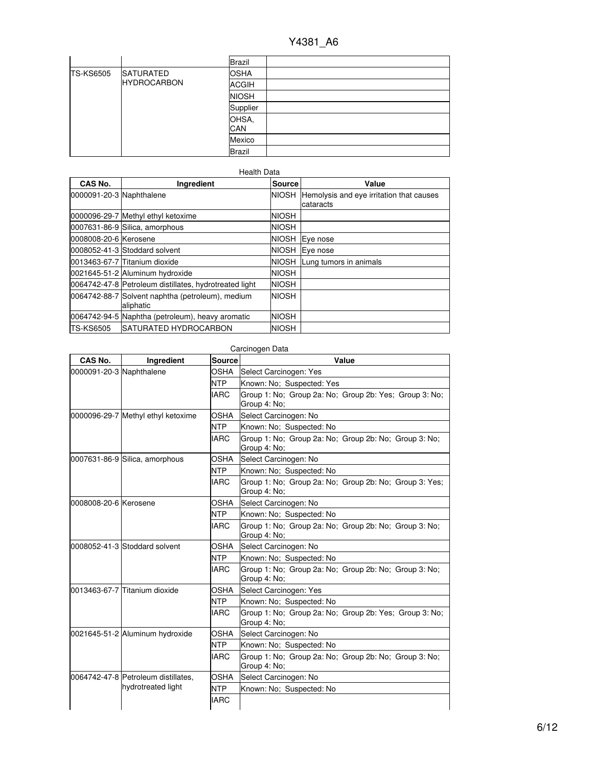| | | Brazil | |
|---|---|---|---|
| TS-KS6505 | SATURATED HYDROCARBON | OSHA | |
| | | ACGIH | |
| | | NIOSH | |
| | | Supplier | |
| | | OHSA, CAN | |
| | | Mexico | |
| | | Brazil | |

Health Data

| CAS No. | Ingredient | Source | Value |
|---|---|---|---|
| 0000091-20-3 | Naphthalene | NIOSH | Hemolysis and eye irritation that causes cataracts |
| 0000096-29-7 | Methyl ethyl ketoxime | NIOSH | |
| 0007631-86-9 | Silica, amorphous | NIOSH | |
| 0008008-20-6 | Kerosene | NIOSH | Eye nose |
| 0008052-41-3 | Stoddard solvent | NIOSH | Eye nose |
| 0013463-67-7 | Titanium dioxide | NIOSH | Lung tumors in animals |
| 0021645-51-2 | Aluminum hydroxide | NIOSH | |
| 0064742-47-8 | Petroleum distillates, hydrotreated light | NIOSH | |
| 0064742-88-7 | Solvent naphtha (petroleum), medium aliphatic | NIOSH | |
| 0064742-94-5 | Naphtha (petroleum), heavy aromatic | NIOSH | |
| TS-KS6505 | SATURATED HYDROCARBON | NIOSH | |

Carcinogen Data

| CAS No. | Ingredient | Source | Value |
|---|---|---|---|
| 0000091-20-3 | Naphthalene | OSHA | Select Carcinogen: Yes |
| | | NTP | Known: No; Suspected: Yes |
| | | IARC | Group 1: No; Group 2a: No; Group 2b: Yes; Group 3: No; Group 4: No; |
| 0000096-29-7 | Methyl ethyl ketoxime | OSHA | Select Carcinogen: No |
| | | NTP | Known: No; Suspected: No |
| | | IARC | Group 1: No; Group 2a: No; Group 2b: No; Group 3: No; Group 4: No; |
| 0007631-86-9 | Silica, amorphous | OSHA | Select Carcinogen: No |
| | | NTP | Known: No; Suspected: No |
| | | IARC | Group 1: No; Group 2a: No; Group 2b: No; Group 3: Yes; Group 4: No; |
| 0008008-20-6 | Kerosene | OSHA | Select Carcinogen: No |
| | | NTP | Known: No; Suspected: No |
| | | IARC | Group 1: No; Group 2a: No; Group 2b: No; Group 3: No; Group 4: No; |
| 0008052-41-3 | Stoddard solvent | OSHA | Select Carcinogen: No |
| | | NTP | Known: No; Suspected: No |
| | | IARC | Group 1: No; Group 2a: No; Group 2b: No; Group 3: No; Group 4: No; |
| 0013463-67-7 | Titanium dioxide | OSHA | Select Carcinogen: Yes |
| | | NTP | Known: No; Suspected: No |
| | | IARC | Group 1: No; Group 2a: No; Group 2b: Yes; Group 3: No; Group 4: No; |
| 0021645-51-2 | Aluminum hydroxide | OSHA | Select Carcinogen: No |
| | | NTP | Known: No; Suspected: No |
| | | IARC | Group 1: No; Group 2a: No; Group 2b: No; Group 3: No; Group 4: No; |
| 0064742-47-8 | Petroleum distillates, hydrotreated light | OSHA | Select Carcinogen: No |
| | | NTP | Known: No; Suspected: No |
| | | IARC | |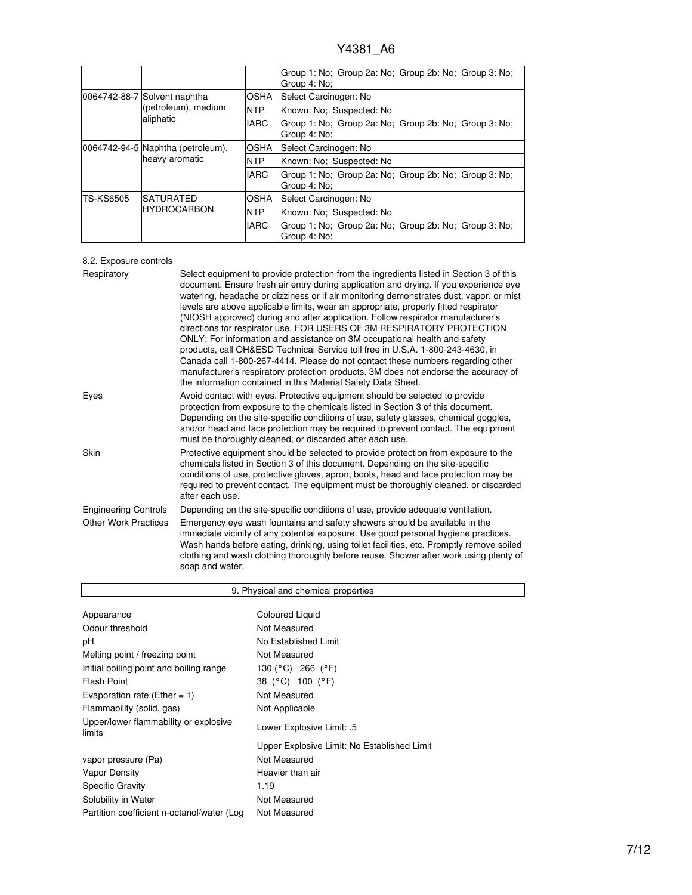| | | | |
|---|---|---|---|
| | | | Group 1: No; Group 2a: No; Group 2b: No; Group 3: No; Group 4: No; |
| 0064742-88-7 | Solvent naphtha (petroleum), medium aliphatic | OSHA | Select Carcinogen: No |
| | | NTP | Known: No; Suspected: No |
| | | IARC | Group 1: No; Group 2a: No; Group 2b: No; Group 3: No; Group 4: No; |
| 0064742-94-5 | Naphtha (petroleum), heavy aromatic | OSHA | Select Carcinogen: No |
| | | NTP | Known: No; Suspected: No |
| | | IARC | Group 1: No; Group 2a: No; Group 2b: No; Group 3: No; Group 4: No; |
| TS-KS6505 | SATURATED HYDROCARBON | OSHA | Select Carcinogen: No |
| | | NTP | Known: No; Suspected: No |
| | | IARC | Group 1: No; Group 2a: No; Group 2b: No; Group 3: No; Group 4: No; |

8.2. Exposure controls

| | |
|---|---|
| Respiratory | Select equipment to provide protection from the ingredients listed in Section 3 of this document. Ensure fresh air entry during application and drying. If you experience eye watering, headache or dizziness or if air monitoring demonstrates dust, vapor, or mist levels are above applicable limits, wear an appropriate, properly fitted respirator (NIOSH approved) during and after application. Follow respirator manufacturer's directions for respirator use. FOR USERS OF 3M RESPIRATORY PROTECTION ONLY: For information and assistance on 3M occupational health and safety products, call OH&ESD Technical Service toll free in U.S.A. 1-800-243-4630, in Canada call 1-800-267-4414. Please do not contact these numbers regarding other manufacturer's respiratory protection products. 3M does not endorse the accuracy of the information contained in this Material Safety Data Sheet. |
| Eyes | Avoid contact with eyes. Protective equipment should be selected to provide protection from exposure to the chemicals listed in Section 3 of this document. Depending on the site-specific conditions of use, safety glasses, chemical goggles, and/or head and face protection may be required to prevent contact. The equipment must be thoroughly cleaned, or discarded after each use. |
| Skin | Protective equipment should be selected to provide protection from exposure to the chemicals listed in Section 3 of this document. Depending on the site-specific conditions of use, protective gloves, apron, boots, head and face protection may be required to prevent contact. The equipment must be thoroughly cleaned, or discarded after each use. |
| Engineering Controls | Depending on the site-specific conditions of use, provide adequate ventilation. |
| Other Work Practices | Emergency eye wash fountains and safety showers should be available in the immediate vicinity of any potential exposure. Use good personal hygiene practices. Wash hands before eating, drinking, using toilet facilities, etc. Promptly remove soiled clothing and wash clothing thoroughly before reuse. Shower after work using plenty of soap and water. |

## 9. Physical and chemical properties

| | |
|---|---|
| Appearance | Coloured Liquid |
| Odour threshold | Not Measured |
| pH | No Established Limit |
| Melting point / freezing point | Not Measured |
| Initial boiling point and boiling range | 130 (°C) 266 (°F) |
| Flash Point | 38 (°C) 100 (°F) |
| Evaporation rate (Ether = 1) | Not Measured |
| Flammability (solid, gas) | Not Applicable |
| Upper/lower flammability or explosive limits | Lower Explosive Limit: .5 |
| | Upper Explosive Limit: No Established Limit |
| vapor pressure (Pa) | Not Measured |
| Vapor Density | Heavier than air |
| Specific Gravity | 1.19 |
| Solubility in Water | Not Measured |
| Partition coefficient n-octanol/water (Log | Not Measured |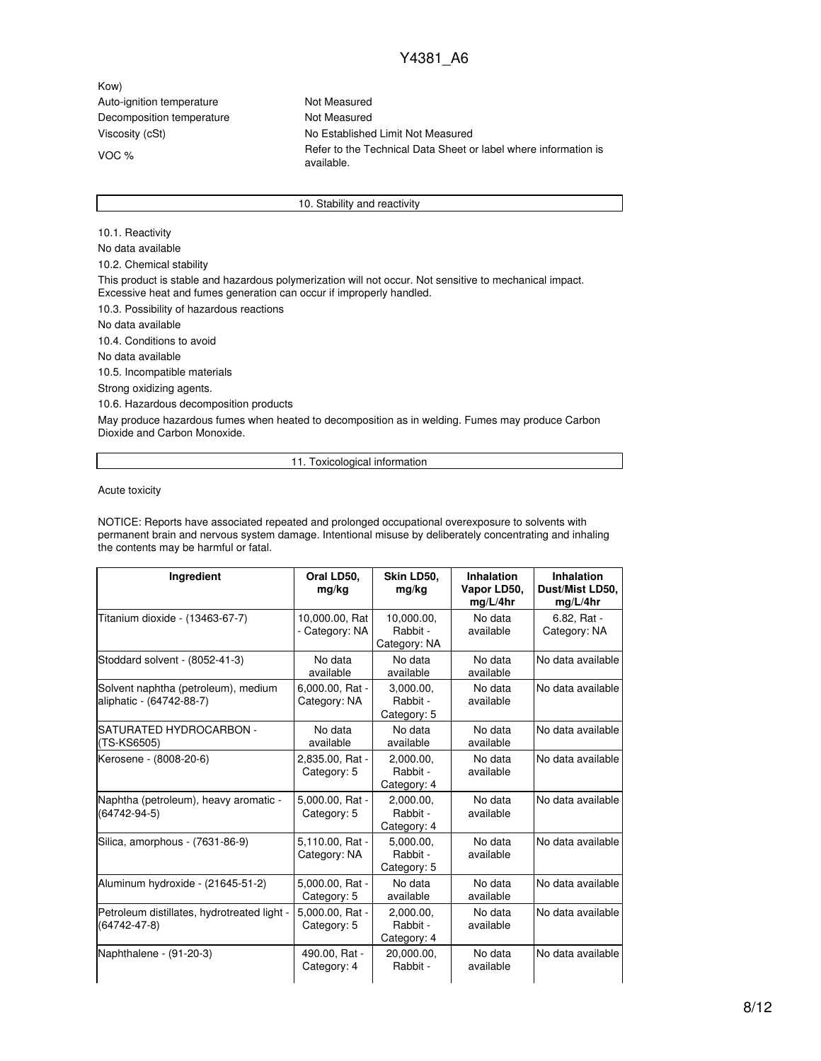Kow)

| | |
|---|---|
| Auto-ignition temperature | Not Measured |
| Decomposition temperature | Not Measured |
| Viscosity (cSt) | No Established Limit Not Measured |
| VOC % | Refer to the Technical Data Sheet or label where information is available. |

## 10. Stability and reactivity

10.1. Reactivity

No data available

10.2. Chemical stability

This product is stable and hazardous polymerization will not occur. Not sensitive to mechanical impact. Excessive heat and fumes generation can occur if improperly handled.

10.3. Possibility of hazardous reactions

No data available

10.4. Conditions to avoid

No data available

10.5. Incompatible materials

Strong oxidizing agents.

10.6. Hazardous decomposition products

May produce hazardous fumes when heated to decomposition as in welding. Fumes may produce Carbon Dioxide and Carbon Monoxide.

## 11. Toxicological information

Acute toxicity

NOTICE: Reports have associated repeated and prolonged occupational overexposure to solvents with permanent brain and nervous system damage. Intentional misuse by deliberately concentrating and inhaling the contents may be harmful or fatal.

| Ingredient | Oral LD50, mg/kg | Skin LD50, mg/kg | Inhalation Vapor LD50, mg/L/4hr | Inhalation Dust/Mist LD50, mg/L/4hr |
|---|---|---|---|---|
| Titanium dioxide - (13463-67-7) | 10,000.00, Rat - Category: NA | 10,000.00, Rabbit - Category: NA | No data available | 6.82, Rat - Category: NA |
| Stoddard solvent - (8052-41-3) | No data available | No data available | No data available | No data available |
| Solvent naphtha (petroleum), medium aliphatic - (64742-88-7) | 6,000.00, Rat - Category: NA | 3,000.00, Rabbit - Category: 5 | No data available | No data available |
| SATURATED HYDROCARBON - (TS-KS6505) | No data available | No data available | No data available | No data available |
| Kerosene - (8008-20-6) | 2,835.00, Rat - Category: 5 | 2,000.00, Rabbit - Category: 4 | No data available | No data available |
| Naphtha (petroleum), heavy aromatic - (64742-94-5) | 5,000.00, Rat - Category: 5 | 2,000.00, Rabbit - Category: 4 | No data available | No data available |
| Silica, amorphous - (7631-86-9) | 5,110.00, Rat - Category: NA | 5,000.00, Rabbit - Category: 5 | No data available | No data available |
| Aluminum hydroxide - (21645-51-2) | 5,000.00, Rat - Category: 5 | No data available | No data available | No data available |
| Petroleum distillates, hydrotreated light - (64742-47-8) | 5,000.00, Rat - Category: 5 | 2,000.00, Rabbit - Category: 4 | No data available | No data available |
| Naphthalene - (91-20-3) | 490.00, Rat - Category: 4 | 20,000.00, Rabbit - | No data available | No data available |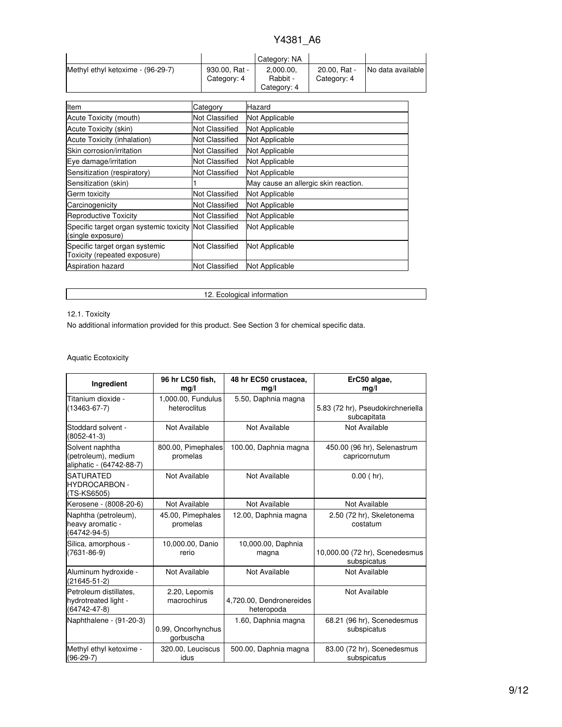| | | Category: NA | | |
|---|---|---|---|---|
| Methyl ethyl ketoxime - (96-29-7) | 930.00, Rat - Category: 4 | 2,000.00, Rabbit - Category: 4 | 20.00, Rat - Category: 4 | No data available |

| Item | Category | Hazard |
|---|---|---|
| Acute Toxicity (mouth) | Not Classified | Not Applicable |
| Acute Toxicity (skin) | Not Classified | Not Applicable |
| Acute Toxicity (inhalation) | Not Classified | Not Applicable |
| Skin corrosion/irritation | Not Classified | Not Applicable |
| Eye damage/irritation | Not Classified | Not Applicable |
| Sensitization (respiratory) | Not Classified | Not Applicable |
| Sensitization (skin) | 1 | May cause an allergic skin reaction. |
| Germ toxicity | Not Classified | Not Applicable |
| Carcinogenicity | Not Classified | Not Applicable |
| Reproductive Toxicity | Not Classified | Not Applicable |
| Specific target organ systemic toxicity (single exposure) | Not Classified | Not Applicable |
| Specific target organ systemic Toxicity (repeated exposure) | Not Classified | Not Applicable |
| Aspiration hazard | Not Classified | Not Applicable |

## 12. Ecological information

12.1. Toxicity

No additional information provided for this product. See Section 3 for chemical specific data.

Aquatic Ecotoxicity

| Ingredient | 96 hr LC50 fish, mg/l | 48 hr EC50 crustacea, mg/l | ErC50 algae, mg/l |
|---|---|---|---|
| Titanium dioxide - (13463-67-7) | 1,000.00, Fundulus heteroclitus | 5.50, Daphnia magna | 5.83 (72 hr), Pseudokirchneriella subcapitata |
| Stoddard solvent - (8052-41-3) | Not Available | Not Available | Not Available |
| Solvent naphtha (petroleum), medium aliphatic - (64742-88-7) | 800.00, Pimephales promelas | 100.00, Daphnia magna | 450.00 (96 hr), Selenastrum capricornutum |
| SATURATED HYDROCARBON - (TS-KS6505) | Not Available | Not Available | 0.00 ( hr), |
| Kerosene - (8008-20-6) | Not Available | Not Available | Not Available |
| Naphtha (petroleum), heavy aromatic - (64742-94-5) | 45.00, Pimephales promelas | 12.00, Daphnia magna | 2.50 (72 hr), Skeletonema costatum |
| Silica, amorphous - (7631-86-9) | 10,000.00, Danio rerio | 10,000.00, Daphnia magna | 10,000.00 (72 hr), Scenedesmus subspicatus |
| Aluminum hydroxide - (21645-51-2) | Not Available | Not Available | Not Available |
| Petroleum distillates, hydrotreated light - (64742-47-8) | 2.20, Lepomis macrochirus | 4,720.00, Dendronereides heteropoda | Not Available |
| Naphthalene - (91-20-3) | 0.99, Oncorhynchus gorbuscha | 1.60, Daphnia magna | 68.21 (96 hr), Scenedesmus subspicatus |
| Methyl ethyl ketoxime - (96-29-7) | 320.00, Leuciscus idus | 500.00, Daphnia magna | 83.00 (72 hr), Scenedesmus subspicatus |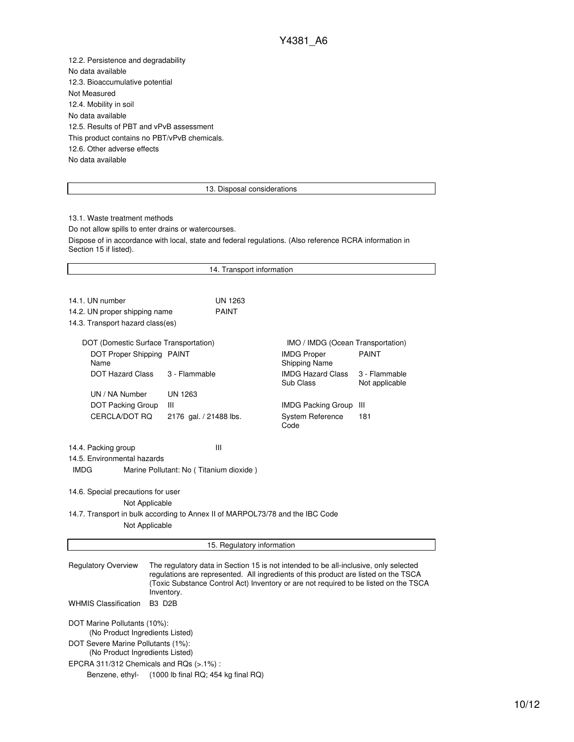12.2. Persistence and degradability

No data available

12.3. Bioaccumulative potential

Not Measured

12.4. Mobility in soil

No data available

12.5. Results of PBT and vPvB assessment

This product contains no PBT/vPvB chemicals.

12.6. Other adverse effects

No data available

## 13. Disposal considerations

13.1. Waste treatment methods

Do not allow spills to enter drains or watercourses.

Dispose of in accordance with local, state and federal regulations. (Also reference RCRA information in Section 15 if listed).

## 14. Transport information

14.1. UN number UN 1263

14.2. UN proper shipping name PAINT

14.3. Transport hazard class(es)

| DOT (Domestic Surface Transportation) | | IMO / IMDG (Ocean Transportation) | |
|---|---|---|---|
| DOT Proper Shipping Name | PAINT | IMDG Proper Shipping Name | PAINT |
| DOT Hazard Class | 3 - Flammable | IMDG Hazard Class | 3 - Flammable |
| | | Sub Class | Not applicable |
| UN / NA Number | UN 1263 | | |
| DOT Packing Group | III | IMDG Packing Group | III |
| CERCLA/DOT RQ | 2176 gal. / 21488 lbs. | System Reference Code | 181 |

14.4. Packing group III

14.5. Environmental hazards

IMDG Marine Pollutant: No ( Titanium dioxide )

14.6. Special precautions for user

Not Applicable

14.7. Transport in bulk according to Annex II of MARPOL73/78 and the IBC Code

Not Applicable

## 15. Regulatory information

Regulatory Overview The regulatory data in Section 15 is not intended to be all-inclusive, only selected regulations are represented. All ingredients of this product are listed on the TSCA (Toxic Substance Control Act) Inventory or are not required to be listed on the TSCA Inventory.

WHMIS Classification B3 D2B

DOT Marine Pollutants (10%):
(No Product Ingredients Listed)

DOT Severe Marine Pollutants (1%):
(No Product Ingredients Listed)

EPCRA 311/312 Chemicals and RQs (>.1%) :
Benzene, ethyl- (1000 lb final RQ; 454 kg final RQ)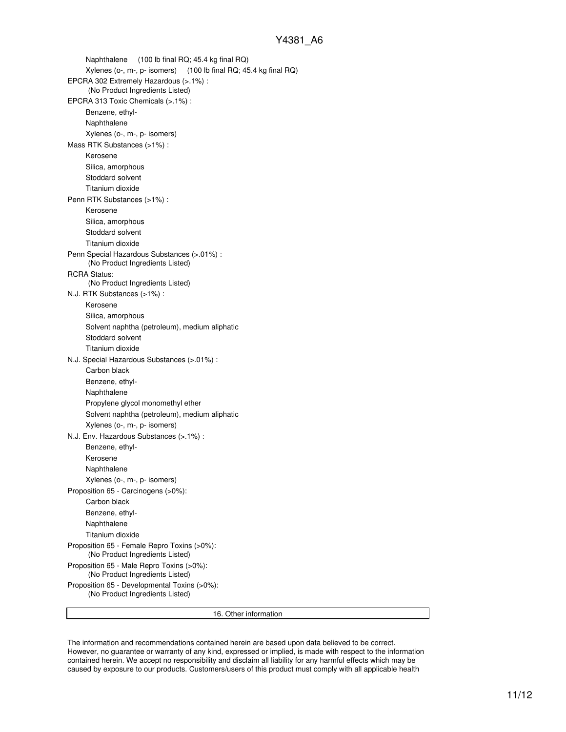Naphthalene (100 lb final RQ; 45.4 kg final RQ)

Xylenes (o-, m-, p- isomers) (100 lb final RQ; 45.4 kg final RQ)

EPCRA 302 Extremely Hazardous (>.1%) :

(No Product Ingredients Listed)

EPCRA 313 Toxic Chemicals (>.1%) :

- Benzene, ethyl-
- Naphthalene
- Xylenes (o-, m-, p- isomers)

Mass RTK Substances (>1%) :

- Kerosene
- Silica, amorphous
- Stoddard solvent
- Titanium dioxide

Penn RTK Substances (>1%) :

- Kerosene
- Silica, amorphous
- Stoddard solvent
- Titanium dioxide

Penn Special Hazardous Substances (>.01%) :

(No Product Ingredients Listed)

RCRA Status:

(No Product Ingredients Listed)

N.J. RTK Substances (>1%) :

- Kerosene
- Silica, amorphous
- Solvent naphtha (petroleum), medium aliphatic
- Stoddard solvent
- Titanium dioxide

N.J. Special Hazardous Substances (>.01%) :

- Carbon black
- Benzene, ethyl-
- Naphthalene
- Propylene glycol monomethyl ether
- Solvent naphtha (petroleum), medium aliphatic
- Xylenes (o-, m-, p- isomers)

N.J. Env. Hazardous Substances (>.1%) :

- Benzene, ethyl-
- Kerosene
- Naphthalene
- Xylenes (o-, m-, p- isomers)

Proposition 65 - Carcinogens (>0%):

- Carbon black
- Benzene, ethyl-
- Naphthalene
- Titanium dioxide

Proposition 65 - Female Repro Toxins (>0%):

(No Product Ingredients Listed)

Proposition 65 - Male Repro Toxins (>0%):

(No Product Ingredients Listed)

Proposition 65 - Developmental Toxins (>0%):

(No Product Ingredients Listed)

## 16. Other information

The information and recommendations contained herein are based upon data believed to be correct. However, no guarantee or warranty of any kind, expressed or implied, is made with respect to the information contained herein. We accept no responsibility and disclaim all liability for any harmful effects which may be caused by exposure to our products. Customers/users of this product must comply with all applicable health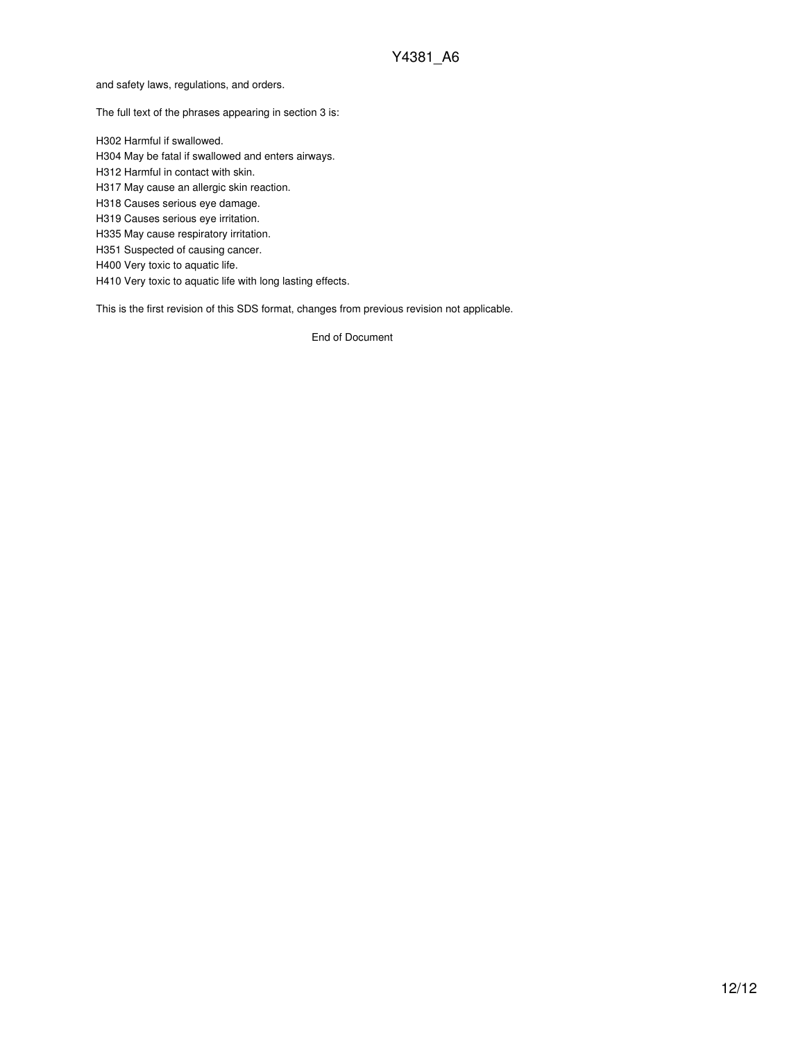and safety laws, regulations, and orders.

The full text of the phrases appearing in section 3 is:

H302 Harmful if swallowed.
H304 May be fatal if swallowed and enters airways.
H312 Harmful in contact with skin.
H317 May cause an allergic skin reaction.
H318 Causes serious eye damage.
H319 Causes serious eye irritation.
H335 May cause respiratory irritation.
H351 Suspected of causing cancer.
H400 Very toxic to aquatic life.
H410 Very toxic to aquatic life with long lasting effects.

This is the first revision of this SDS format, changes from previous revision not applicable.

End of Document